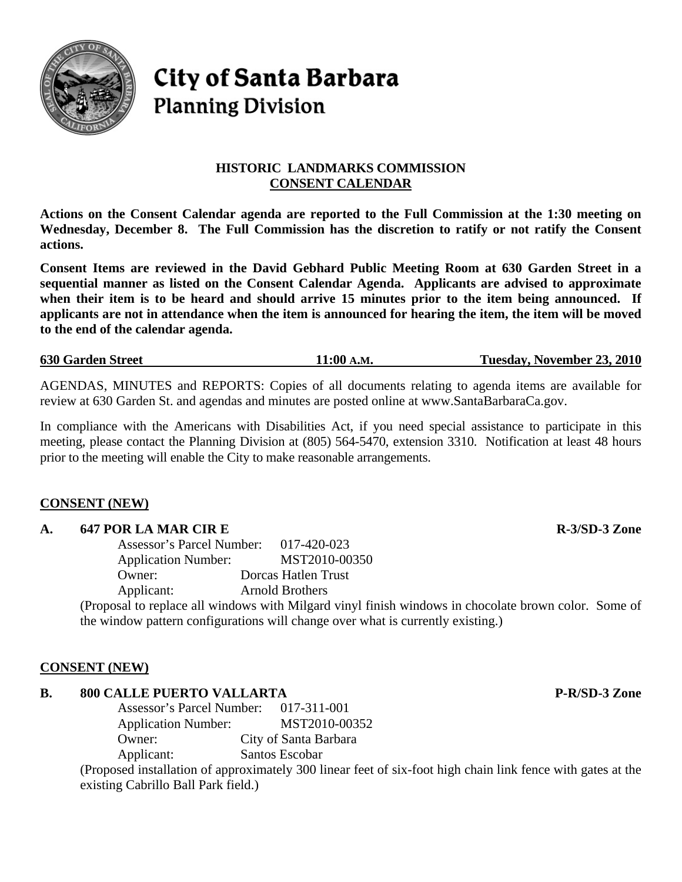# City of Santa Barbara
## Planning Division

### HISTORIC LANDMARKS COMMISSION
### CONSENT CALENDAR

**Actions on the Consent Calendar agenda are reported to the Full Commission at the 1:30 meeting on Wednesday, December 8. The Full Commission has the discretion to ratify or not ratify the Consent actions.**

**Consent Items are reviewed in the David Gebhard Public Meeting Room at 630 Garden Street in a sequential manner as listed on the Consent Calendar Agenda. Applicants are advised to approximate when their item is to be heard and should arrive 15 minutes prior to the item being announced. If applicants are not in attendance when the item is announced for hearing the item, the item will be moved to the end of the calendar agenda.**

**630 Garden Street** | **11:00 A.M.** | **Tuesday, November 23, 2010**

AGENDAS, MINUTES and REPORTS: Copies of all documents relating to agenda items are available for review at 630 Garden St. and agendas and minutes are posted online at www.SantaBarbaraCa.gov.

In compliance with the Americans with Disabilities Act, if you need special assistance to participate in this meeting, please contact the Planning Division at (805) 564-5470, extension 3310. Notification at least 48 hours prior to the meeting will enable the City to make reasonable arrangements.

**CONSENT (NEW)**

**A. 647 POR LA MAR CIR E** — **R-3/SD-3 Zone**

Assessor's Parcel Number: 017-420-023
Application Number: MST2010-00350
Owner: Dorcas Hatlen Trust
Applicant: Arnold Brothers

(Proposal to replace all windows with Milgard vinyl finish windows in chocolate brown color. Some of the window pattern configurations will change over what is currently existing.)

**CONSENT (NEW)**

**B. 800 CALLE PUERTO VALLARTA** — **P-R/SD-3 Zone**

Assessor's Parcel Number: 017-311-001
Application Number: MST2010-00352
Owner: City of Santa Barbara
Applicant: Santos Escobar

(Proposed installation of approximately 300 linear feet of six-foot high chain link fence with gates at the existing Cabrillo Ball Park field.)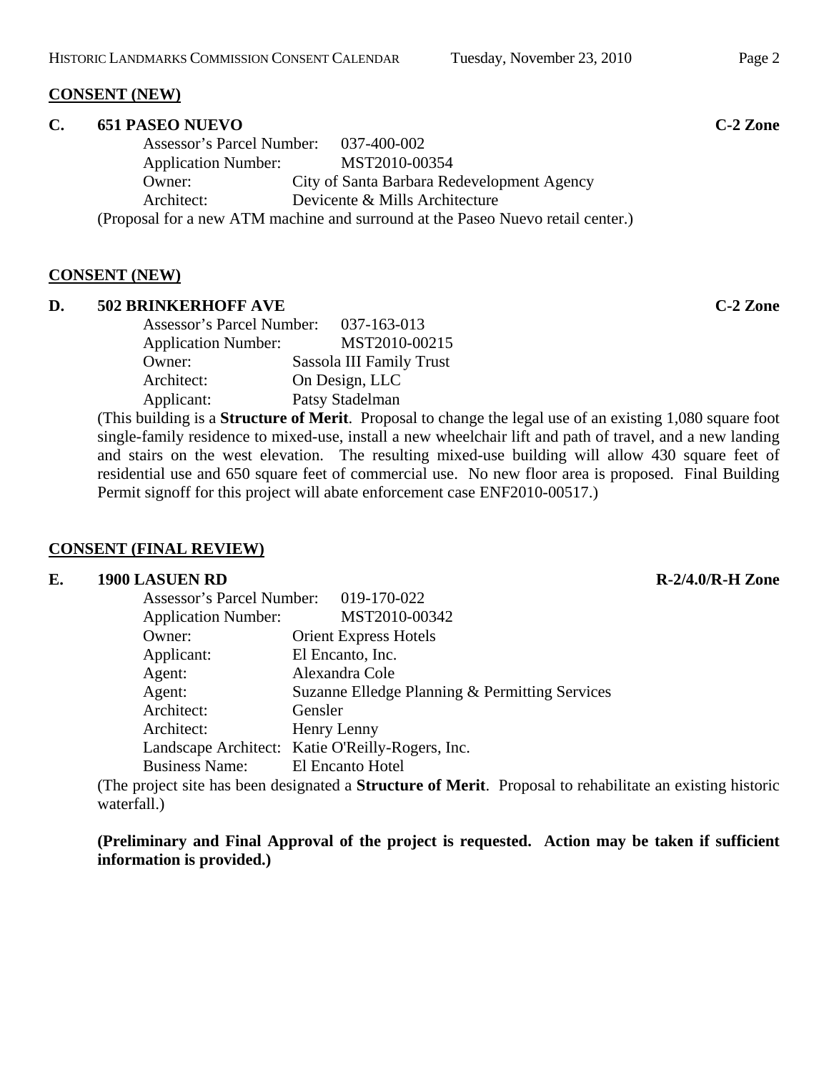## CONSENT (NEW)

### C. 651 PASEO NUEVO — C-2 Zone

Assessor's Parcel Number: 037-400-002
Application Number: MST2010-00354
Owner: City of Santa Barbara Redevelopment Agency
Architect: Devicente & Mills Architecture

(Proposal for a new ATM machine and surround at the Paseo Nuevo retail center.)

## CONSENT (NEW)

### D. 502 BRINKERHOFF AVE — C-2 Zone

Assessor's Parcel Number: 037-163-013
Application Number: MST2010-00215
Owner: Sassola III Family Trust
Architect: On Design, LLC
Applicant: Patsy Stadelman

(This building is a **Structure of Merit**. Proposal to change the legal use of an existing 1,080 square foot single-family residence to mixed-use, install a new wheelchair lift and path of travel, and a new landing and stairs on the west elevation. The resulting mixed-use building will allow 430 square feet of residential use and 650 square feet of commercial use. No new floor area is proposed. Final Building Permit signoff for this project will abate enforcement case ENF2010-00517.)

## CONSENT (FINAL REVIEW)

### E. 1900 LASUEN RD — R-2/4.0/R-H Zone

Assessor's Parcel Number: 019-170-022
Application Number: MST2010-00342
Owner: Orient Express Hotels
Applicant: El Encanto, Inc.
Agent: Alexandra Cole
Agent: Suzanne Elledge Planning & Permitting Services
Architect: Gensler
Architect: Henry Lenny
Landscape Architect: Katie O'Reilly-Rogers, Inc.
Business Name: El Encanto Hotel

(The project site has been designated a **Structure of Merit**. Proposal to rehabilitate an existing historic waterfall.)

**(Preliminary and Final Approval of the project is requested. Action may be taken if sufficient information is provided.)**